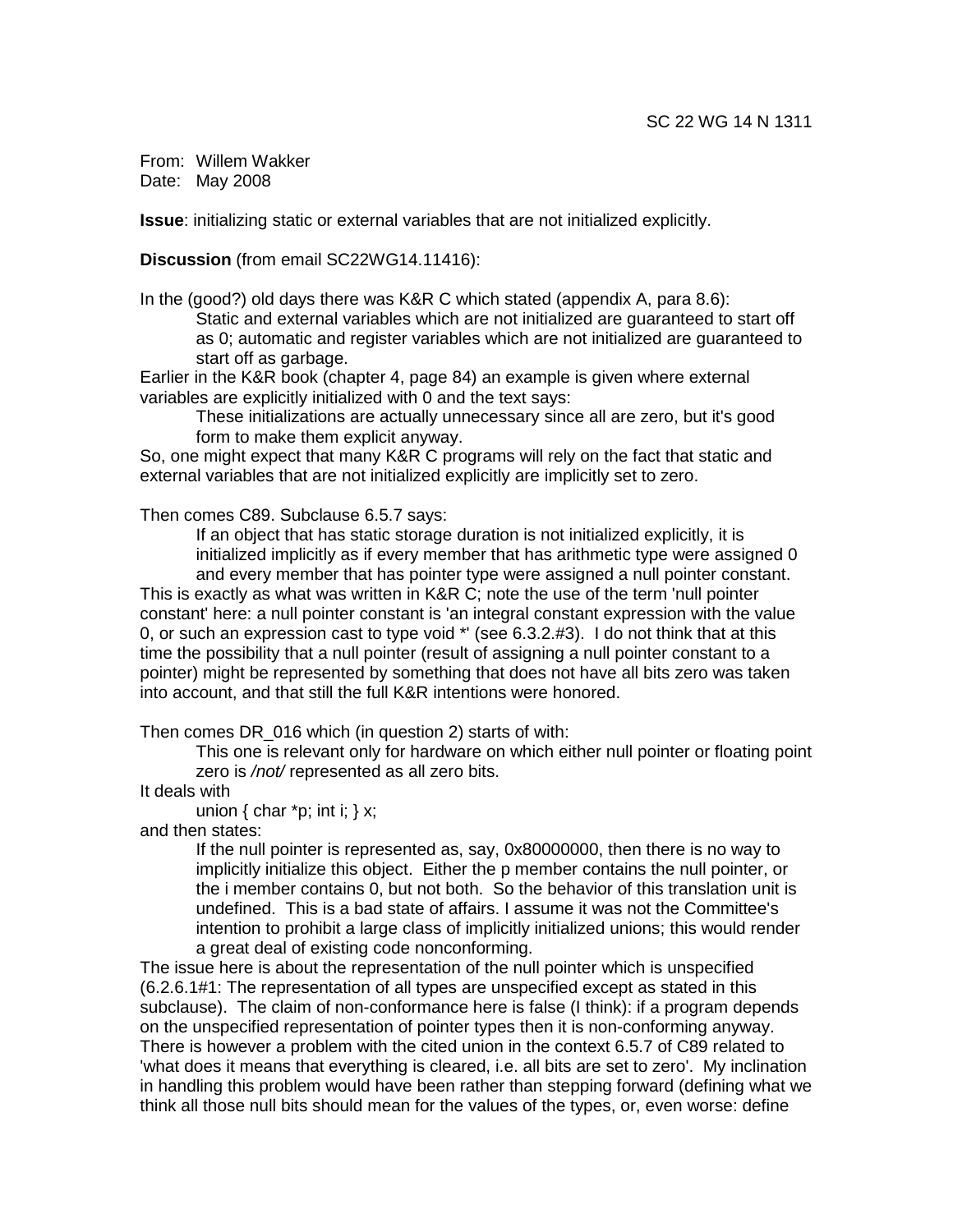SC 22 WG 14 N 1311

From: Willem Wakker
Date: May 2008

**Issue**: initializing static or external variables that are not initialized explicitly.

**Discussion** (from email SC22WG14.11416):

In the (good?) old days there was K&R C which stated (appendix A, para 8.6):

> Static and external variables which are not initialized are guaranteed to start off as 0; automatic and register variables which are not initialized are guaranteed to start off as garbage.

Earlier in the K&R book (chapter 4, page 84) an example is given where external variables are explicitly initialized with 0 and the text says:

> These initializations are actually unnecessary since all are zero, but it's good form to make them explicit anyway.

So, one might expect that many K&R C programs will rely on the fact that static and external variables that are not initialized explicitly are implicitly set to zero.

Then comes C89. Subclause 6.5.7 says:

> If an object that has static storage duration is not initialized explicitly, it is initialized implicitly as if every member that has arithmetic type were assigned 0 and every member that has pointer type were assigned a null pointer constant.

This is exactly as what was written in K&R C; note the use of the term 'null pointer constant' here: a null pointer constant is 'an integral constant expression with the value 0, or such an expression cast to type void *' (see 6.3.2.#3). I do not think that at this time the possibility that a null pointer (result of assigning a null pointer constant to a pointer) might be represented by something that does not have all bits zero was taken into account, and that still the full K&R intentions were honored.

Then comes DR_016 which (in question 2) starts of with:

> This one is relevant only for hardware on which either null pointer or floating point zero is */not/* represented as all zero bits.

It deals with

> union { char *p; int i; } x;

and then states:

> If the null pointer is represented as, say, 0x80000000, then there is no way to implicitly initialize this object. Either the p member contains the null pointer, or the i member contains 0, but not both. So the behavior of this translation unit is undefined. This is a bad state of affairs. I assume it was not the Committee's intention to prohibit a large class of implicitly initialized unions; this would render a great deal of existing code nonconforming.

The issue here is about the representation of the null pointer which is unspecified (6.2.6.1#1: The representation of all types are unspecified except as stated in this subclause). The claim of non-conformance here is false (I think): if a program depends on the unspecified representation of pointer types then it is non-conforming anyway. There is however a problem with the cited union in the context 6.5.7 of C89 related to 'what does it means that everything is cleared, i.e. all bits are set to zero'. My inclination in handling this problem would have been rather than stepping forward (defining what we think all those null bits should mean for the values of the types, or, even worse: define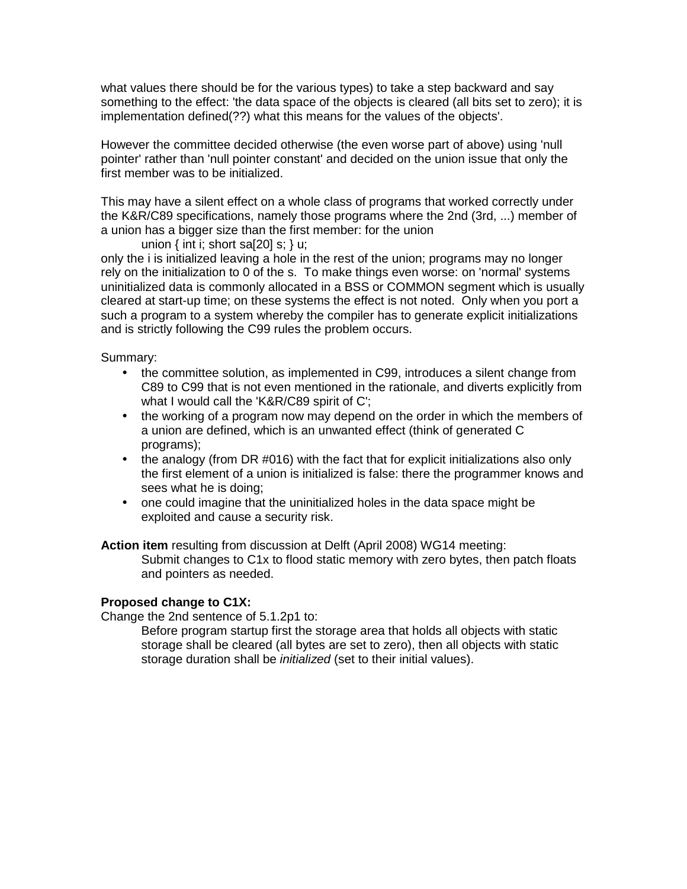what values there should be for the various types) to take a step backward and say something to the effect: 'the data space of the objects is cleared (all bits set to zero); it is implementation defined(??) what this means for the values of the objects'.

However the committee decided otherwise (the even worse part of above) using 'null pointer' rather than 'null pointer constant' and decided on the union issue that only the first member was to be initialized.

This may have a silent effect on a whole class of programs that worked correctly under the K&R/C89 specifications, namely those programs where the 2nd (3rd, ...) member of a union has a bigger size than the first member: for the union

    union { int i; short sa[20] s; } u;

only the i is initialized leaving a hole in the rest of the union; programs may no longer rely on the initialization to 0 of the s. To make things even worse: on 'normal' systems uninitialized data is commonly allocated in a BSS or COMMON segment which is usually cleared at start-up time; on these systems the effect is not noted. Only when you port a such a program to a system whereby the compiler has to generate explicit initializations and is strictly following the C99 rules the problem occurs.

Summary:

- the committee solution, as implemented in C99, introduces a silent change from C89 to C99 that is not even mentioned in the rationale, and diverts explicitly from what I would call the 'K&R/C89 spirit of C';
- the working of a program now may depend on the order in which the members of a union are defined, which is an unwanted effect (think of generated C programs);
- the analogy (from DR #016) with the fact that for explicit initializations also only the first element of a union is initialized is false: there the programmer knows and sees what he is doing;
- one could imagine that the uninitialized holes in the data space might be exploited and cause a security risk.

**Action item** resulting from discussion at Delft (April 2008) WG14 meeting:

> Submit changes to C1x to flood static memory with zero bytes, then patch floats and pointers as needed.

**Proposed change to C1X:**

Change the 2nd sentence of 5.1.2p1 to:

> Before program startup first the storage area that holds all objects with static storage shall be cleared (all bytes are set to zero), then all objects with static storage duration shall be *initialized* (set to their initial values).